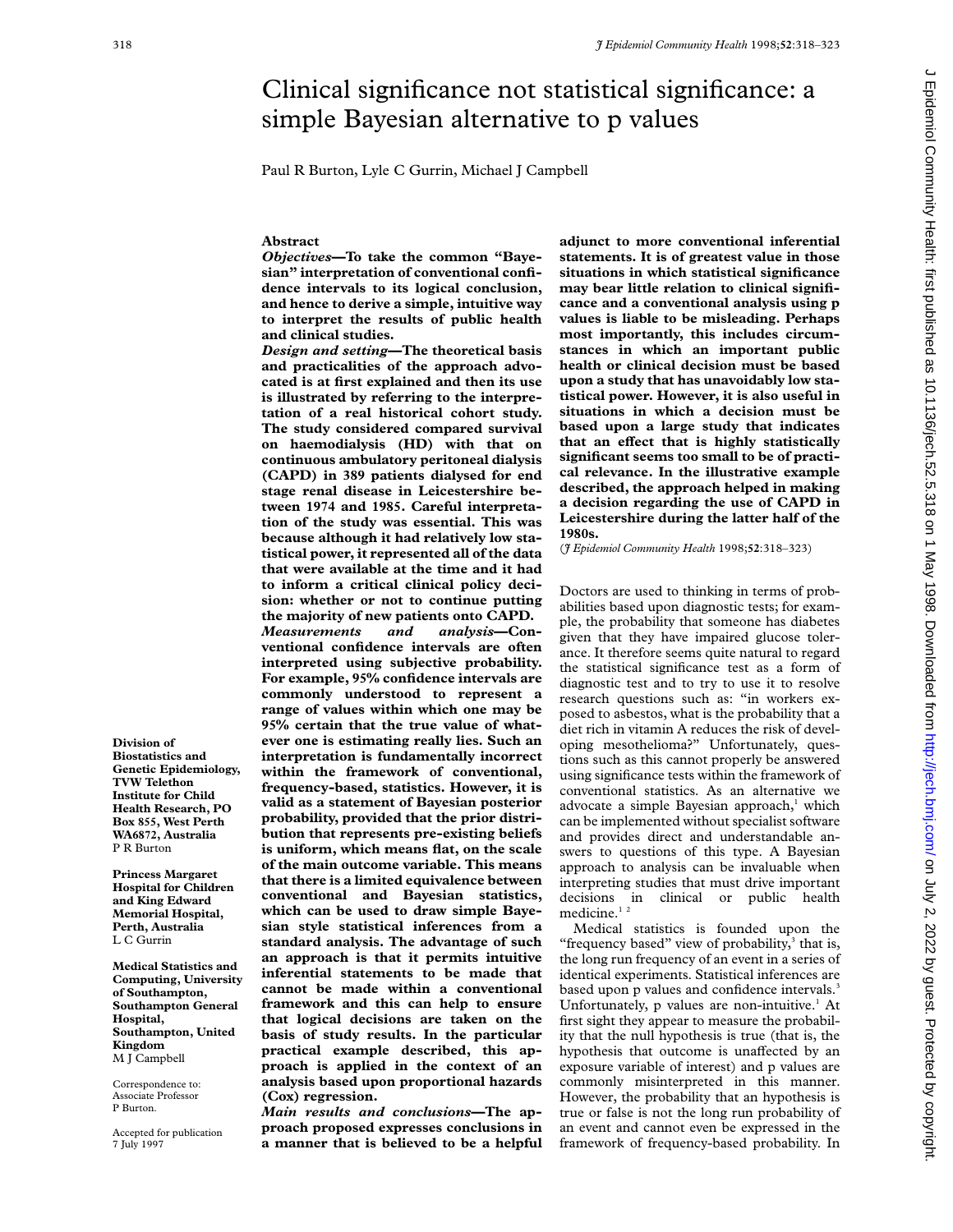# Clinical significance not statistical significance: a simple Bayesian alternative to p values

Paul R Burton, Lyle C Gurrin, Michael J Campbell

Division of Biostatistics and Genetic Epidemiology, TVW Telethon Institute for Child Health Research, PO Box 855, West Perth WA6872, Australia
P R Burton

Princess Margaret Hospital for Children and King Edward Memorial Hospital, Perth, Australia
L C Gurrin

Medical Statistics and Computing, University of Southampton, Southampton General Hospital, Southampton, United Kingdom
M J Campbell

Correspondence to: Associate Professor P Burton.

Accepted for publication 7 July 1997

## Abstract

***Objectives*—To take the common "Bayesian" interpretation of conventional confidence intervals to its logical conclusion, and hence to derive a simple, intuitive way to interpret the results of public health and clinical studies.**

***Design and setting*—The theoretical basis and practicalities of the approach advocated is at first explained and then its use is illustrated by referring to the interpretation of a real historical cohort study. The study considered compared survival on haemodialysis (HD) with that on continuous ambulatory peritoneal dialysis (CAPD) in 389 patients dialysed for end stage renal disease in Leicestershire between 1974 and 1985. Careful interpretation of the study was essential. This was because although it had relatively low statistical power, it represented all of the data that were available at the time and it had to inform a critical clinical policy decision: whether or not to continue putting the majority of new patients onto CAPD.**

***Measurements and analysis*—Conventional confidence intervals are often interpreted using subjective probability. For example, 95% confidence intervals are commonly understood to represent a range of values within which one may be 95% certain that the true value of whatever one is estimating really lies. Such an interpretation is fundamentally incorrect within the framework of conventional, frequency-based, statistics. However, it is valid as a statement of Bayesian posterior probability, provided that the prior distribution that represents pre-existing beliefs is uniform, which means flat, on the scale of the main outcome variable. This means that there is a limited equivalence between conventional and Bayesian statistics, which can be used to draw simple Bayesian style statistical inferences from a standard analysis. The advantage of such an approach is that it permits intuitive inferential statements to be made that cannot be made within a conventional framework and this can help to ensure that logical decisions are taken on the basis of study results. In the particular practical example described, this approach is applied in the context of an analysis based upon proportional hazards (Cox) regression.**

***Main results and conclusions*—The approach proposed expresses conclusions in a manner that is believed to be a helpful adjunct to more conventional inferential statements. It is of greatest value in those situations in which statistical significance may bear little relation to clinical significance and a conventional analysis using p values is liable to be misleading. Perhaps most importantly, this includes circumstances in which an important public health or clinical decision must be based upon a study that has unavoidably low statistical power. However, it is also useful in situations in which a decision must be based upon a large study that indicates that an effect that is highly statistically significant seems too small to be of practical relevance. In the illustrative example described, the approach helped in making a decision regarding the use of CAPD in Leicestershire during the latter half of the 1980s.**

(*J Epidemiol Community Health* 1998;**52**:318–323)

Doctors are used to thinking in terms of probabilities based upon diagnostic tests; for example, the probability that someone has diabetes given that they have impaired glucose tolerance. It therefore seems quite natural to regard the statistical significance test as a form of diagnostic test and to try to use it to resolve research questions such as: "in workers exposed to asbestos, what is the probability that a diet rich in vitamin A reduces the risk of developing mesothelioma?" Unfortunately, questions such as this cannot properly be answered using significance tests within the framework of conventional statistics. As an alternative we advocate a simple Bayesian approach,[1] which can be implemented without specialist software and provides direct and understandable answers to questions of this type. A Bayesian approach to analysis can be invaluable when interpreting studies that must drive important decisions in clinical or public health medicine.[1 2]

Medical statistics is founded upon the "frequency based" view of probability,[3] that is, the long run frequency of an event in a series of identical experiments. Statistical inferences are based upon p values and confidence intervals.[3] Unfortunately, p values are non-intuitive.[1] At first sight they appear to measure the probability that the null hypothesis is true (that is, the hypothesis that outcome is unaffected by an exposure variable of interest) and p values are commonly misinterpreted in this manner. However, the probability that an hypothesis is true or false is not the long run probability of an event and cannot even be expressed in the framework of frequency-based probability. In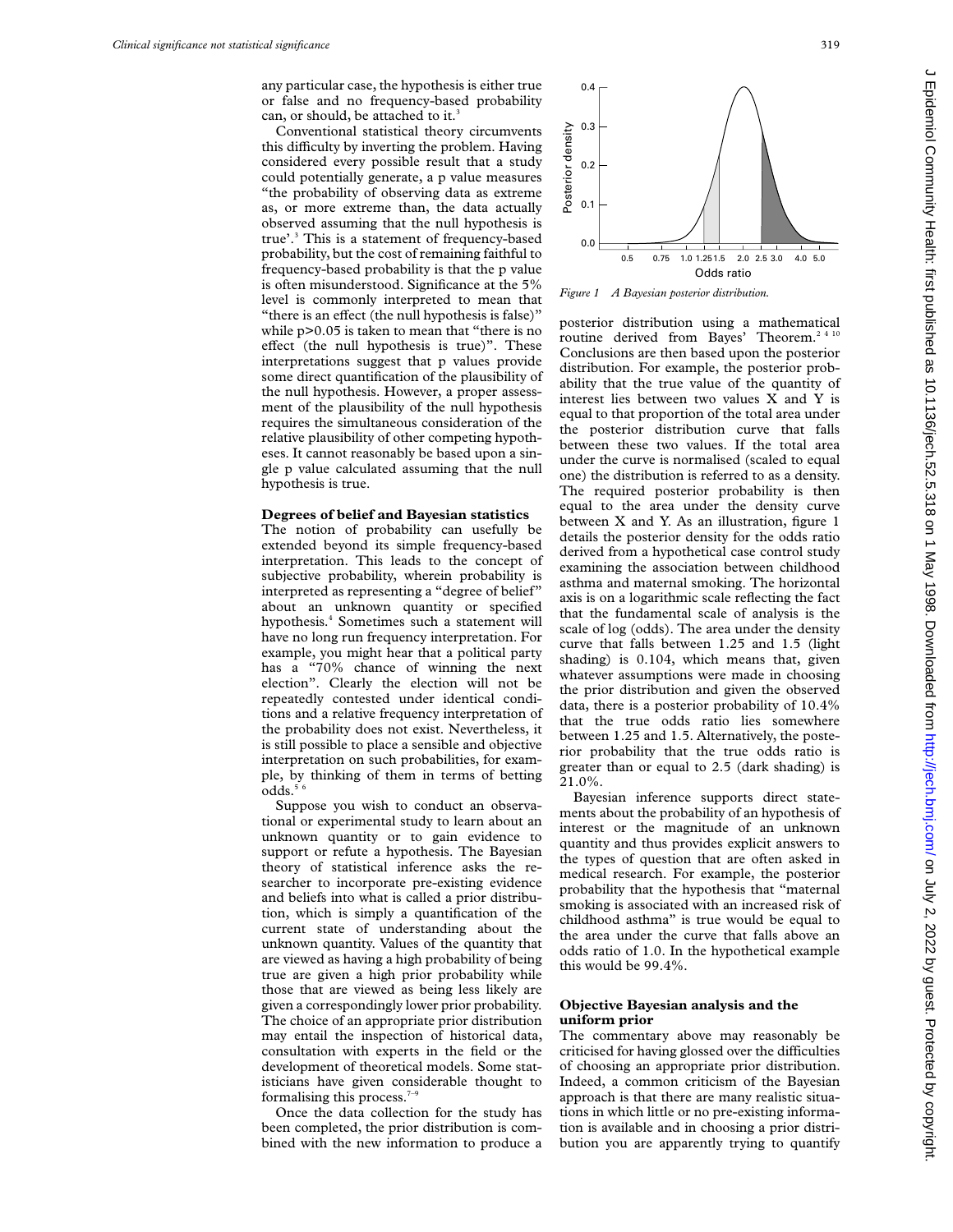any particular case, the hypothesis is either true or false and no frequency-based probability can, or should, be attached to it.[3]

Conventional statistical theory circumvents this difficulty by inverting the problem. Having considered every possible result that a study could potentially generate, a p value measures "the probability of observing data as extreme as, or more extreme than, the data actually observed assuming that the null hypothesis is true'.[3] This is a statement of frequency-based probability, but the cost of remaining faithful to frequency-based probability is that the p value is often misunderstood. Significance at the 5% level is commonly interpreted to mean that "there is an effect (the null hypothesis is false)" while $p>0.05$ is taken to mean that "there is no effect (the null hypothesis is true)". These interpretations suggest that p values provide some direct quantification of the plausibility of the null hypothesis. However, a proper assessment of the plausibility of the null hypothesis requires the simultaneous consideration of the relative plausibility of other competing hypotheses. It cannot reasonably be based upon a single p value calculated assuming that the null hypothesis is true.

## Degrees of belief and Bayesian statistics

The notion of probability can usefully be extended beyond its simple frequency-based interpretation. This leads to the concept of subjective probability, wherein probability is interpreted as representing a "degree of belief" about an unknown quantity or specified hypothesis.[4] Sometimes such a statement will have no long run frequency interpretation. For example, you might hear that a political party has a "70% chance of winning the next election". Clearly the election will not be repeatedly contested under identical conditions and a relative frequency interpretation of the probability does not exist. Nevertheless, it is still possible to place a sensible and objective interpretation on such probabilities, for example, by thinking of them in terms of betting odds.[5,6]

Suppose you wish to conduct an observational or experimental study to learn about an unknown quantity or to gain evidence to support or refute a hypothesis. The Bayesian theory of statistical inference asks the researcher to incorporate pre-existing evidence and beliefs into what is called a prior distribution, which is simply a quantification of the current state of understanding about the unknown quantity. Values of the quantity that are viewed as having a high probability of being true are given a high prior probability while those that are viewed as being less likely are given a correspondingly lower prior probability. The choice of an appropriate prior distribution may entail the inspection of historical data, consultation with experts in the field or the development of theoretical models. Some statisticians have given considerable thought to formalising this process.[7–9]

Once the data collection for the study has been completed, the prior distribution is combined with the new information to produce a posterior distribution using a mathematical routine derived from Bayes' Theorem.[2,4,10] Conclusions are then based upon the posterior distribution. For example, the posterior probability that the true value of the quantity of interest lies between two values X and Y is equal to that proportion of the total area under the posterior distribution curve that falls between these two values. If the total area under the curve is normalised (scaled to equal one) the distribution is referred to as a density. The required posterior probability is then equal to the area under the density curve between X and Y. As an illustration, figure 1 details the posterior density for the odds ratio derived from a hypothetical case control study examining the association between childhood asthma and maternal smoking. The horizontal axis is on a logarithmic scale reflecting the fact that the fundamental scale of analysis is the scale of log (odds). The area under the density curve that falls between 1.25 and 1.5 (light shading) is 0.104, which means that, given whatever assumptions were made in choosing the prior distribution and given the observed data, there is a posterior probability of 10.4% that the true odds ratio lies somewhere between 1.25 and 1.5. Alternatively, the posterior probability that the true odds ratio is greater than or equal to 2.5 (dark shading) is 21.0%.

Posterior density
0.4
0.3
0.2
0.1
0.0
0.5 0.75 1.0 1.25 1.5 2.0 2.5 3.0 4.0 5.0
Odds ratio

*Figure 1 A Bayesian posterior distribution.*

Bayesian inference supports direct statements about the probability of an hypothesis of interest or the magnitude of an unknown quantity and thus provides explicit answers to the types of question that are often asked in medical research. For example, the posterior probability that the hypothesis that "maternal smoking is associated with an increased risk of childhood asthma" is true would be equal to the area under the curve that falls above an odds ratio of 1.0. In the hypothetical example this would be 99.4%.

## Objective Bayesian analysis and the uniform prior

The commentary above may reasonably be criticised for having glossed over the difficulties of choosing an appropriate prior distribution. Indeed, a common criticism of the Bayesian approach is that there are many realistic situations in which little or no pre-existing information is available and in choosing a prior distribution you are apparently trying to quantify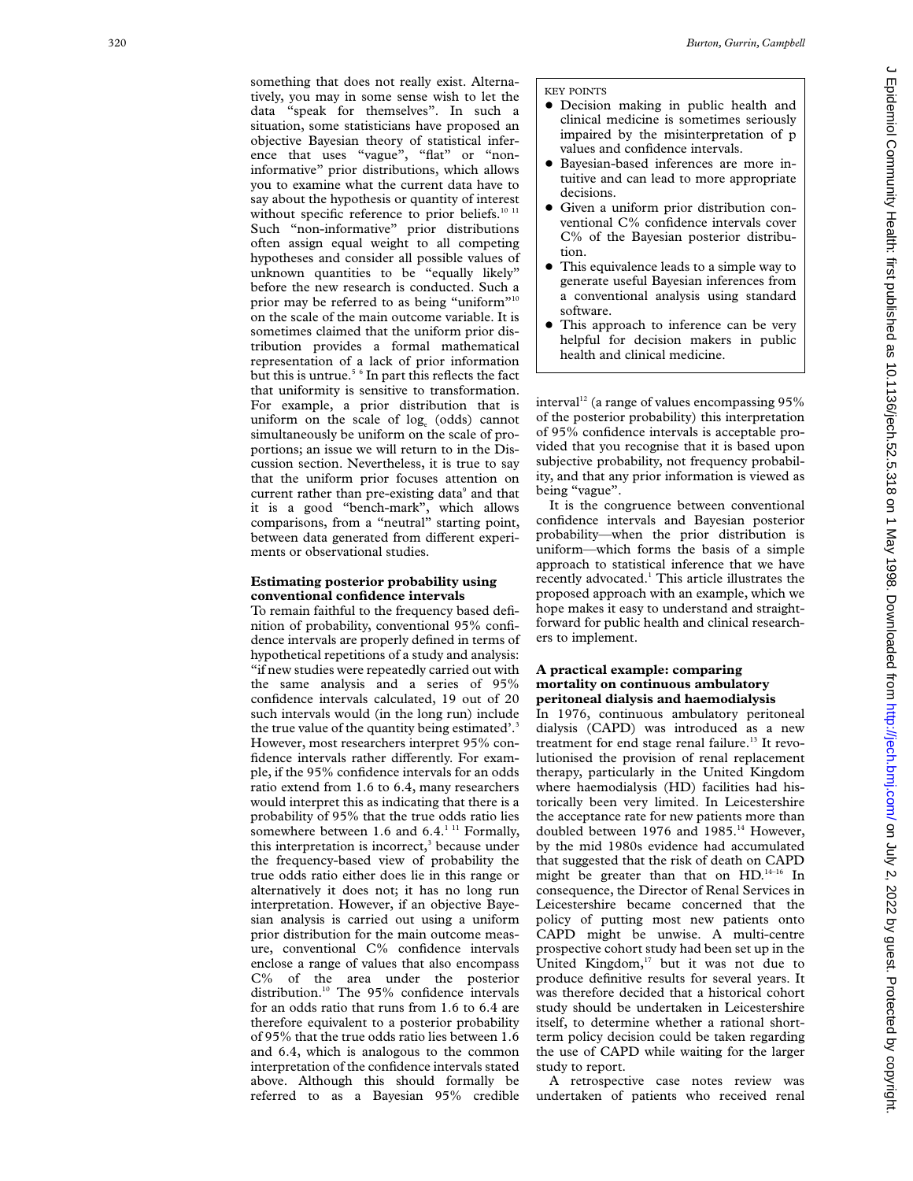something that does not really exist. Alternatively, you may in some sense wish to let the data "speak for themselves". In such a situation, some statisticians have proposed an objective Bayesian theory of statistical inference that uses "vague", "flat" or "non-informative" prior distributions, which allows you to examine what the current data have to say about the hypothesis or quantity of interest without specific reference to prior beliefs.[10 11] Such "non-informative" prior distributions often assign equal weight to all competing hypotheses and consider all possible values of unknown quantities to be "equally likely" before the new research is conducted. Such a prior may be referred to as being "uniform"[10] on the scale of the main outcome variable. It is sometimes claimed that the uniform prior distribution provides a formal mathematical representation of a lack of prior information but this is untrue.[5 6] In part this reflects the fact that uniformity is sensitive to transformation. For example, a prior distribution that is uniform on the scale of $\log_e$ (odds) cannot simultaneously be uniform on the scale of proportions; an issue we will return to in the Discussion section. Nevertheless, it is true to say that the uniform prior focuses attention on current rather than pre-existing data[9] and that it is a good "bench-mark", which allows comparisons, from a "neutral" starting point, between data generated from different experiments or observational studies.

## Estimating posterior probability using conventional confidence intervals

To remain faithful to the frequency based definition of probability, conventional 95% confidence intervals are properly defined in terms of hypothetical repetitions of a study and analysis: "if new studies were repeatedly carried out with the same analysis and a series of 95% confidence intervals calculated, 19 out of 20 such intervals would (in the long run) include the true value of the quantity being estimated'.[3] However, most researchers interpret 95% confidence intervals rather differently. For example, if the 95% confidence intervals for an odds ratio extend from 1.6 to 6.4, many researchers would interpret this as indicating that there is a probability of 95% that the true odds ratio lies somewhere between 1.6 and 6.4.[1 11] Formally, this interpretation is incorrect,[3] because under the frequency-based view of probability the true odds ratio either does lie in this range or alternatively it does not; it has no long run interpretation. However, if an objective Bayesian analysis is carried out using a uniform prior distribution for the main outcome measure, conventional C% confidence intervals enclose a range of values that also encompass C% of the area under the posterior distribution.[10] The 95% confidence intervals for an odds ratio that runs from 1.6 to 6.4 are therefore equivalent to a posterior probability of 95% that the true odds ratio lies between 1.6 and 6.4, which is analogous to the common interpretation of the confidence intervals stated above. Although this should formally be referred to as a Bayesian 95% credible interval[12] (a range of values encompassing 95% of the posterior probability) this interpretation of 95% confidence intervals is acceptable provided that you recognise that it is based upon subjective probability, not frequency probability, and that any prior information is viewed as being "vague".

It is the congruence between conventional confidence intervals and Bayesian posterior probability—when the prior distribution is uniform—which forms the basis of a simple approach to statistical inference that we have recently advocated.[1] This article illustrates the proposed approach with an example, which we hope makes it easy to understand and straightforward for public health and clinical researchers to implement.

> KEY POINTS
> - Decision making in public health and clinical medicine is sometimes seriously impaired by the misinterpretation of p values and confidence intervals.
> - Bayesian-based inferences are more intuitive and can lead to more appropriate decisions.
> - Given a uniform prior distribution conventional C% confidence intervals cover C% of the Bayesian posterior distribution.
> - This equivalence leads to a simple way to generate useful Bayesian inferences from a conventional analysis using standard software.
> - This approach to inference can be very helpful for decision makers in public health and clinical medicine.

## A practical example: comparing mortality on continuous ambulatory peritoneal dialysis and haemodialysis

In 1976, continuous ambulatory peritoneal dialysis (CAPD) was introduced as a new treatment for end stage renal failure.[13] It revolutionised the provision of renal replacement therapy, particularly in the United Kingdom where haemodialysis (HD) facilities had historically been very limited. In Leicestershire the acceptance rate for new patients more than doubled between 1976 and 1985.[14] However, by the mid 1980s evidence had accumulated that suggested that the risk of death on CAPD might be greater than that on HD.[14–16] In consequence, the Director of Renal Services in Leicestershire became concerned that the policy of putting most new patients onto CAPD might be unwise. A multi-centre prospective cohort study had been set up in the United Kingdom,[17] but it was not due to produce definitive results for several years. It was therefore decided that a historical cohort study should be undertaken in Leicestershire itself, to determine whether a rational short-term policy decision could be taken regarding the use of CAPD while waiting for the larger study to report.

A retrospective case notes review was undertaken of patients who received renal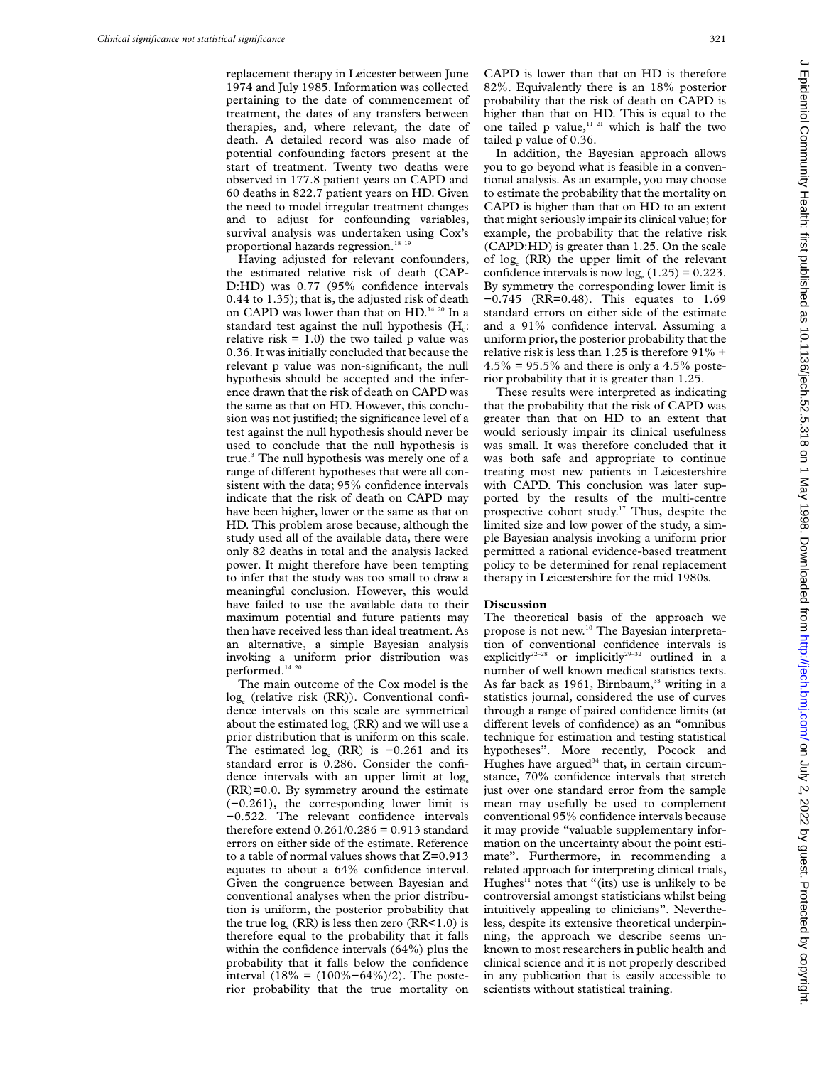replacement therapy in Leicester between June 1974 and July 1985. Information was collected pertaining to the date of commencement of treatment, the dates of any transfers between therapies, and, where relevant, the date of death. A detailed record was also made of potential confounding factors present at the start of treatment. Twenty two deaths were observed in 177.8 patient years on CAPD and 60 deaths in 822.7 patient years on HD. Given the need to model irregular treatment changes and to adjust for confounding variables, survival analysis was undertaken using Cox's proportional hazards regression.[18 19]

Having adjusted for relevant confounders, the estimated relative risk of death (CAPD:HD) was 0.77 (95% confidence intervals 0.44 to 1.35); that is, the adjusted risk of death on CAPD was lower than that on HD.[14 20] In a standard test against the null hypothesis ($H_0$: relative risk = 1.0) the two tailed p value was 0.36. It was initially concluded that because the relevant p value was non-significant, the null hypothesis should be accepted and the inference drawn that the risk of death on CAPD was the same as that on HD. However, this conclusion was not justified; the significance level of a test against the null hypothesis should never be used to conclude that the null hypothesis is true.[3] The null hypothesis was merely one of a range of different hypotheses that were all consistent with the data; 95% confidence intervals indicate that the risk of death on CAPD may have been higher, lower or the same as that on HD. This problem arose because, although the study used all of the available data, there were only 82 deaths in total and the analysis lacked power. It might therefore have been tempting to infer that the study was too small to draw a meaningful conclusion. However, this would have failed to use the available data to their maximum potential and future patients may then have received less than ideal treatment. As an alternative, a simple Bayesian analysis invoking a uniform prior distribution was performed.[14 20]

The main outcome of the Cox model is the $\log_e$ (relative risk (RR)). Conventional confidence intervals on this scale are symmetrical about the estimated $\log_e$ (RR) and we will use a prior distribution that is uniform on this scale. The estimated $\log_e$ (RR) is −0.261 and its standard error is 0.286. Consider the confidence intervals with an upper limit at $\log_e$ (RR)=0.0. By symmetry around the estimate (−0.261), the corresponding lower limit is −0.522. The relevant confidence intervals therefore extend 0.261/0.286 = 0.913 standard errors on either side of the estimate. Reference to a table of normal values shows that Z=0.913 equates to about a 64% confidence interval. Given the congruence between Bayesian and conventional analyses when the prior distribution is uniform, the posterior probability that the true $\log_e$ (RR) is less then zero (RR<1.0) is therefore equal to the probability that it falls within the confidence intervals (64%) plus the probability that it falls below the confidence interval (18% = (100%−64%)/2). The posterior probability that the true mortality on CAPD is lower than that on HD is therefore 82%. Equivalently there is an 18% posterior probability that the risk of death on CAPD is higher than that on HD. This is equal to the one tailed p value,[11 21] which is half the two tailed p value of 0.36.

In addition, the Bayesian approach allows you to go beyond what is feasible in a conventional analysis. As an example, you may choose to estimate the probability that the mortality on CAPD is higher than that on HD to an extent that might seriously impair its clinical value; for example, the probability that the relative risk (CAPD:HD) is greater than 1.25. On the scale of $\log_e$ (RR) the upper limit of the relevant confidence intervals is now $\log_e$ (1.25) = 0.223. By symmetry the corresponding lower limit is −0.745 (RR=0.48). This equates to 1.69 standard errors on either side of the estimate and a 91% confidence interval. Assuming a uniform prior, the posterior probability that the relative risk is less than 1.25 is therefore 91% + 4.5% = 95.5% and there is only a 4.5% posterior probability that it is greater than 1.25.

These results were interpreted as indicating that the probability that the risk of CAPD was greater than that on HD to an extent that would seriously impair its clinical usefulness was small. It was therefore concluded that it was both safe and appropriate to continue treating most new patients in Leicestershire with CAPD. This conclusion was later supported by the results of the multi-centre prospective cohort study.[17] Thus, despite the limited size and low power of the study, a simple Bayesian analysis invoking a uniform prior permitted a rational evidence-based treatment policy to be determined for renal replacement therapy in Leicestershire for the mid 1980s.

## Discussion

The theoretical basis of the approach we propose is not new.[10] The Bayesian interpretation of conventional confidence intervals is explicitly[22–28] or implicitly[29–32] outlined in a number of well known medical statistics texts. As far back as 1961, Birnbaum,[33] writing in a statistics journal, considered the use of curves through a range of paired confidence limits (at different levels of confidence) as an "omnibus technique for estimation and testing statistical hypotheses". More recently, Pocock and Hughes have argued[34] that, in certain circumstance, 70% confidence intervals that stretch just over one standard error from the sample mean may usefully be used to complement conventional 95% confidence intervals because it may provide "valuable supplementary information on the uncertainty about the point estimate". Furthermore, in recommending a related approach for interpreting clinical trials, Hughes[11] notes that "(its) use is unlikely to be controversial amongst statisticians whilst being intuitively appealing to clinicians". Nevertheless, despite its extensive theoretical underpinning, the approach we describe seems unknown to most researchers in public health and clinical science and it is not properly described in any publication that is easily accessible to scientists without statistical training.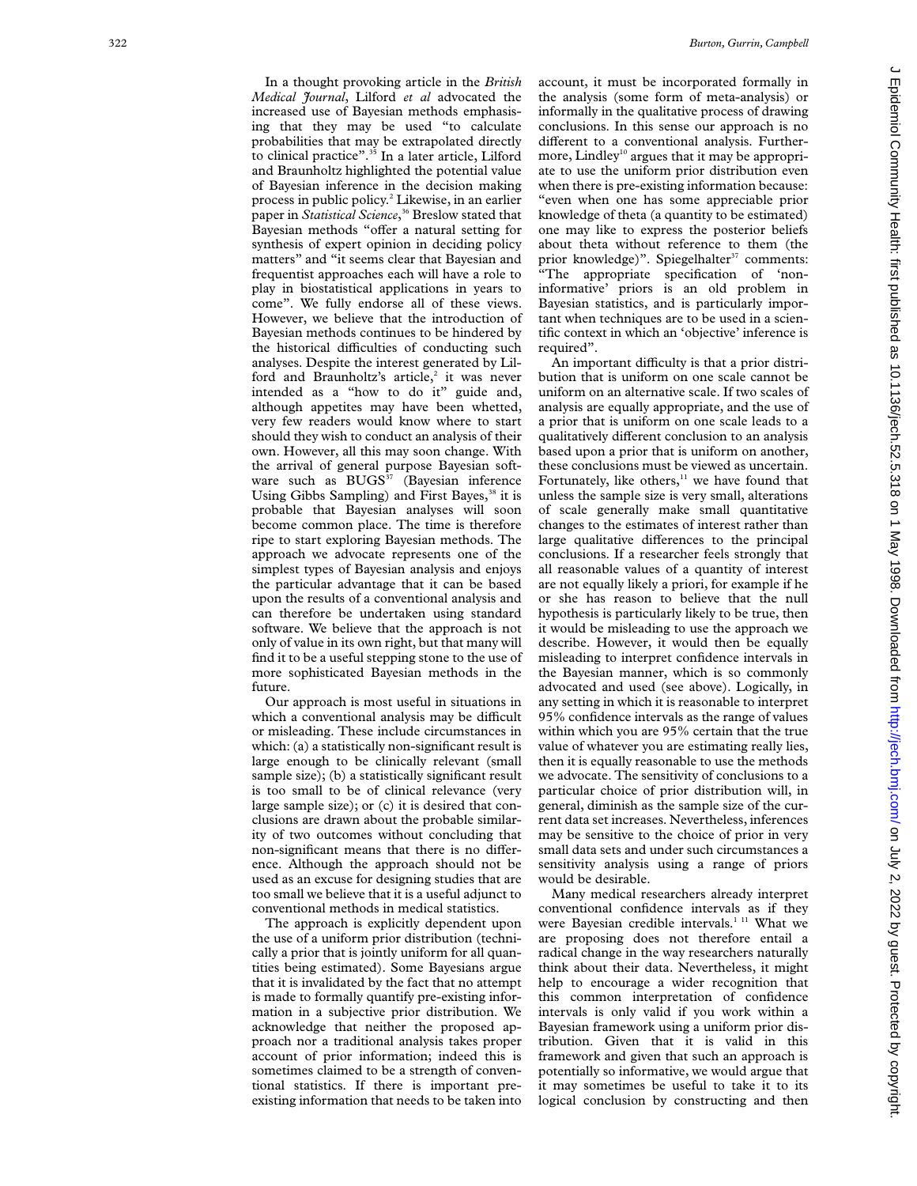In a thought provoking article in the *British Medical Journal*, Lilford *et al* advocated the increased use of Bayesian methods emphasising that they may be used "to calculate probabilities that may be extrapolated directly to clinical practice".[35] In a later article, Lilford and Braunholtz highlighted the potential value of Bayesian inference in the decision making process in public policy.[2] Likewise, in an earlier paper in *Statistical Science*,[36] Breslow stated that Bayesian methods "offer a natural setting for synthesis of expert opinion in deciding policy matters" and "it seems clear that Bayesian and frequentist approaches each will have a role to play in biostatistical applications in years to come". We fully endorse all of these views. However, we believe that the introduction of Bayesian methods continues to be hindered by the historical difficulties of conducting such analyses. Despite the interest generated by Lilford and Braunholtz's article,[2] it was never intended as a "how to do it" guide and, although appetites may have been whetted, very few readers would know where to start should they wish to conduct an analysis of their own. However, all this may soon change. With the arrival of general purpose Bayesian software such as BUGS[37] (Bayesian inference Using Gibbs Sampling) and First Bayes,[38] it is probable that Bayesian analyses will soon become common place. The time is therefore ripe to start exploring Bayesian methods. The approach we advocate represents one of the simplest types of Bayesian analysis and enjoys the particular advantage that it can be based upon the results of a conventional analysis and can therefore be undertaken using standard software. We believe that the approach is not only of value in its own right, but that many will find it to be a useful stepping stone to the use of more sophisticated Bayesian methods in the future.

Our approach is most useful in situations in which a conventional analysis may be difficult or misleading. These include circumstances in which: (a) a statistically non-significant result is large enough to be clinically relevant (small sample size); (b) a statistically significant result is too small to be of clinical relevance (very large sample size); or (c) it is desired that conclusions are drawn about the probable similarity of two outcomes without concluding that non-significant means that there is no difference. Although the approach should not be used as an excuse for designing studies that are too small we believe that it is a useful adjunct to conventional methods in medical statistics.

The approach is explicitly dependent upon the use of a uniform prior distribution (technically a prior that is jointly uniform for all quantities being estimated). Some Bayesians argue that it is invalidated by the fact that no attempt is made to formally quantify pre-existing information in a subjective prior distribution. We acknowledge that neither the proposed approach nor a traditional analysis takes proper account of prior information; indeed this is sometimes claimed to be a strength of conventional statistics. If there is important pre-existing information that needs to be taken into account, it must be incorporated formally in the analysis (some form of meta-analysis) or informally in the qualitative process of drawing conclusions. In this sense our approach is no different to a conventional analysis. Furthermore, Lindley[10] argues that it may be appropriate to use the uniform prior distribution even when there is pre-existing information because: "even when one has some appreciable prior knowledge of theta (a quantity to be estimated) one may like to express the posterior beliefs about theta without reference to them (the prior knowledge)". Spiegelhalter[37] comments: "The appropriate specification of 'non-informative' priors is an old problem in Bayesian statistics, and is particularly important when techniques are to be used in a scientific context in which an 'objective' inference is required".

An important difficulty is that a prior distribution that is uniform on one scale cannot be uniform on an alternative scale. If two scales of analysis are equally appropriate, and the use of a prior that is uniform on one scale leads to a qualitatively different conclusion to an analysis based upon a prior that is uniform on another, these conclusions must be viewed as uncertain. Fortunately, like others,[11] we have found that unless the sample size is very small, alterations of scale generally make small quantitative changes to the estimates of interest rather than large qualitative differences to the principal conclusions. If a researcher feels strongly that all reasonable values of a quantity of interest are not equally likely a priori, for example if he or she has reason to believe that the null hypothesis is particularly likely to be true, then it would be misleading to use the approach we describe. However, it would then be equally misleading to interpret confidence intervals in the Bayesian manner, which is so commonly advocated and used (see above). Logically, in any setting in which it is reasonable to interpret 95% confidence intervals as the range of values within which you are 95% certain that the true value of whatever you are estimating really lies, then it is equally reasonable to use the methods we advocate. The sensitivity of conclusions to a particular choice of prior distribution will, in general, diminish as the sample size of the current data set increases. Nevertheless, inferences may be sensitive to the choice of prior in very small data sets and under such circumstances a sensitivity analysis using a range of priors would be desirable.

Many medical researchers already interpret conventional confidence intervals as if they were Bayesian credible intervals.[1,11] What we are proposing does not therefore entail a radical change in the way researchers naturally think about their data. Nevertheless, it might help to encourage a wider recognition that this common interpretation of confidence intervals is only valid if you work within a Bayesian framework using a uniform prior distribution. Given that it is valid in this framework and given that such an approach is potentially so informative, we would argue that it may sometimes be useful to take it to its logical conclusion by constructing and then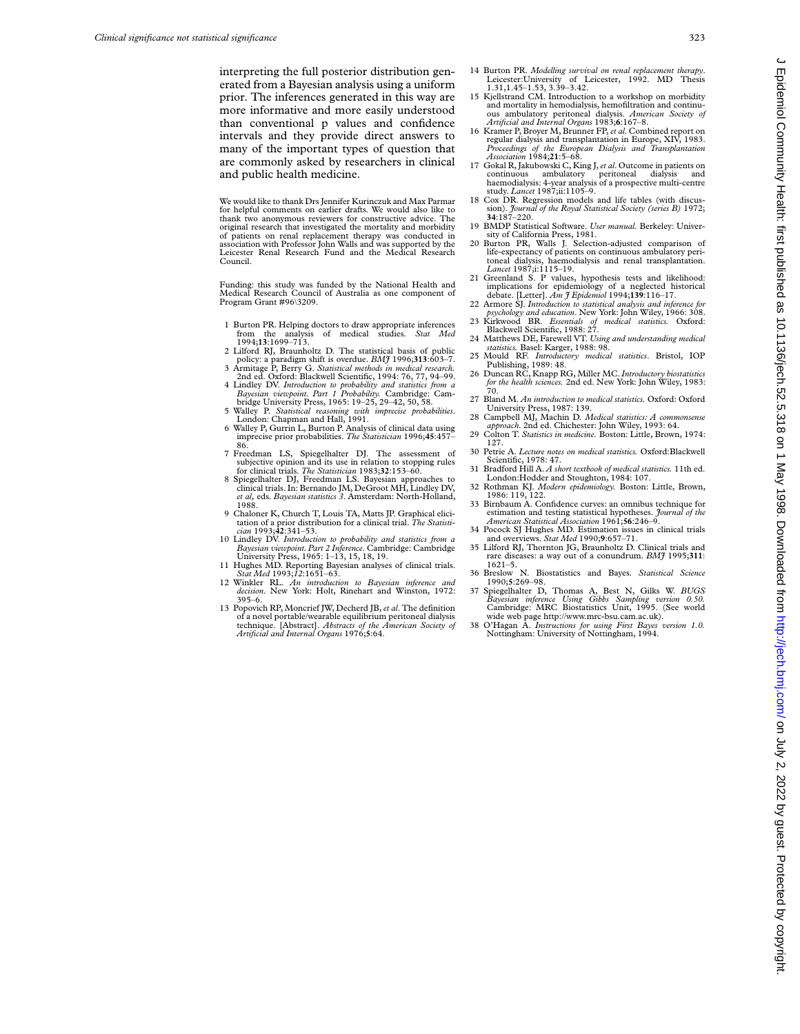interpreting the full posterior distribution generated from a Bayesian analysis using a uniform prior. The inferences generated in this way are more informative and more easily understood than conventional p values and confidence intervals and they provide direct answers to many of the important types of question that are commonly asked by researchers in clinical and public health medicine.

We would like to thank Drs Jennifer Kurinczuk and Max Parmar for helpful comments on earlier drafts. We would also like to thank two anonymous reviewers for constructive advice. The original research that investigated the mortality and morbidity of patients on renal replacement therapy was conducted in association with Professor John Walls and was supported by the Leicester Renal Research Fund and the Medical Research Council.

Funding: this study was funded by the National Health and Medical Research Council of Australia as one component of Program Grant #96\3209.

1. Burton PR. Helping doctors to draw appropriate inferences from the analysis of medical studies. *Stat Med* 1994;**13**:1699–713.
2. Lilford RJ, Braunholtz D. The statistical basis of public policy: a paradigm shift is overdue. *BMJ* 1996;**313**:603–7.
3. Armitage P, Berry G. *Statistical methods in medical research.* 2nd ed. Oxford: Blackwell Scientific, 1994: 76, 77, 94–99.
4. Lindley DV. *Introduction to probability and statistics from a Bayesian viewpoint. Part 1 Probability.* Cambridge: Cambridge University Press, 1965: 19–25, 29–42, 50, 58.
5. Walley P. *Statistical reasoning with imprecise probabilities*. London: Chapman and Hall, 1991.
6. Walley P, Gurrin L, Burton P. Analysis of clinical data using imprecise prior probabilities. *The Statistician* 1996;**45**:457–86.
7. Freedman LS, Spiegelhalter DJ. The assessment of subjective opinion and its use in relation to stopping rules for clinical trials. *The Statistician* 1983;**32**:153–60.
8. Spiegelhalter DJ, Freedman LS. Bayesian approaches to clinical trials. In: Bernando JM, DeGroot MH, Lindley DV, *et al,* eds. *Bayesian statistics 3*. Amsterdam: North-Holland, 1988.
9. Chaloner K, Church T, Louis TA, Matts JP. Graphical elicitation of a prior distribution for a clinical trial. *The Statistician* 1993;**42**:341–53.
10. Lindley DV. *Introduction to probability and statistics from a Bayesian viewpoint. Part 2 Inference*. Cambridge: Cambridge University Press, 1965: 1–13, 15, 18, 19.
11. Hughes MD. Reporting Bayesian analyses of clinical trials. *Stat Med* 1993;*12*:1651–63.
12. Winkler RL. *An introduction to Bayesian inference and decision*. New York: Holt, Rinehart and Winston, 1972: 395–6.
13. Popovich RP, Moncrief JW, Decherd JB, *et al*. The definition of a novel portable/wearable equilibrium peritoneal dialysis technique. [Abstract]. *Abstracts of the American Society of Artificial and Internal Organs* 1976;**5**:64.
14. Burton PR. *Modelling survival on renal replacement therapy*. Leicester:University of Leicester, 1992. MD Thesis 1.31,1.45–1.53, 3.39–3.42.
15. Kjellstrand CM. Introduction to a workshop on morbidity and mortality in hemodialysis, hemofiltration and continuous ambulatory peritoneal dialysis. *American Society of Artificial and Internal Organs* 1983;**6**:167–8.
16. Kramer P, Broyer M, Brunner FP, *et al*. Combined report on regular dialysis and transplantation in Europe, XIV, 1983. *Proceedings of the European Dialysis and Transplantation Association* 1984;**21**:5–68.
17. Gokal R, Jakubowski C, King J, *et al*. Outcome in patients on continuous ambulatory peritoneal dialysis and haemodialysis: 4-year analysis of a prospective multi-centre study. *Lancet* 1987;ii:1105–9.
18. Cox DR. Regression models and life tables (with discussion). *Journal of the Royal Statistical Society (series B)* 1972; **34**:187–220.
19. BMDP Statistical Software. *User manual.* Berkeley: University of California Press, 1981.
20. Burton PR, Walls J. Selection-adjusted comparison of life-expectancy of patients on continuous ambulatory peritoneal dialysis, haemodialysis and renal transplantation. *Lancet* 1987;i:1115–19.
21. Greenland S. P values, hypothesis tests and likelihood: implications for epidemiology of a neglected historical debate. [Letter]. *Am J Epidemiol* 1994;**139**:116–17.
22. Armore SJ. *Introduction to statistical analysis and inference for psychology and education*. New York: John Wiley, 1966: 308.
23. Kirkwood BR. *Essentials of medical statistics.* Oxford: Blackwell Scientific, 1988: 27.
24. Matthews DE, Farewell VT. *Using and understanding medical statistics.* Basel: Karger, 1988: 98.
25. Mould RF. *Introductory medical statistics*. Bristol, IOP Publishing, 1989: 48.
26. Duncan RC, Knapp RG, Miller MC. *Introductory biostatistics for the health sciences.* 2nd ed. New York: John Wiley, 1983: 70.
27. Bland M. *An introduction to medical statistics.* Oxford: Oxford University Press, 1987: 139.
28. Campbell MJ, Machin D. *Medical statistics: A commonsense approach*. 2nd ed. Chichester: John Wiley, 1993: 64.
29. Colton T. *Statistics in medicine*. Boston: Little, Brown, 1974: 127.
30. Petrie A. *Lecture notes on medical statistics.* Oxford:Blackwell Scientific, 1978: 47.
31. Bradford Hill A. *A short textbook of medical statistics.* 11th ed. London:Hodder and Stoughton, 1984: 107.
32. Rothman KJ. *Modern epidemiology.* Boston: Little, Brown, 1986: 119, 122.
33. Birnbaum A. Confidence curves: an omnibus technique for estimation and testing statistical hypotheses. *Journal of the American Statistical Association* 1961;**56**:246–9.
34. Pocock SJ Hughes MD. Estimation issues in clinical trials and overviews. *Stat Med* 1990;**9**:657–71.
35. Lilford RJ, Thornton JG, Braunholtz D. Clinical trials and rare diseases: a way out of a conundrum. *BMJ* 1995;**311**: 1621–5.
36. Breslow N. Biostatistics and Bayes. *Statistical Science* 1990;**5**:269–98.
37. Spiegelhalter D, Thomas A, Best N, Gilks W. *BUGS Bayesian inference Using Gibbs Sampling version 0.50.* Cambridge: MRC Biostatistics Unit, 1995. (See world wide web page http://www.mrc-bsu.cam.ac.uk).
38. O'Hagan A. *Instructions for using First Bayes version 1.0.* Nottingham: University of Nottingham, 1994.